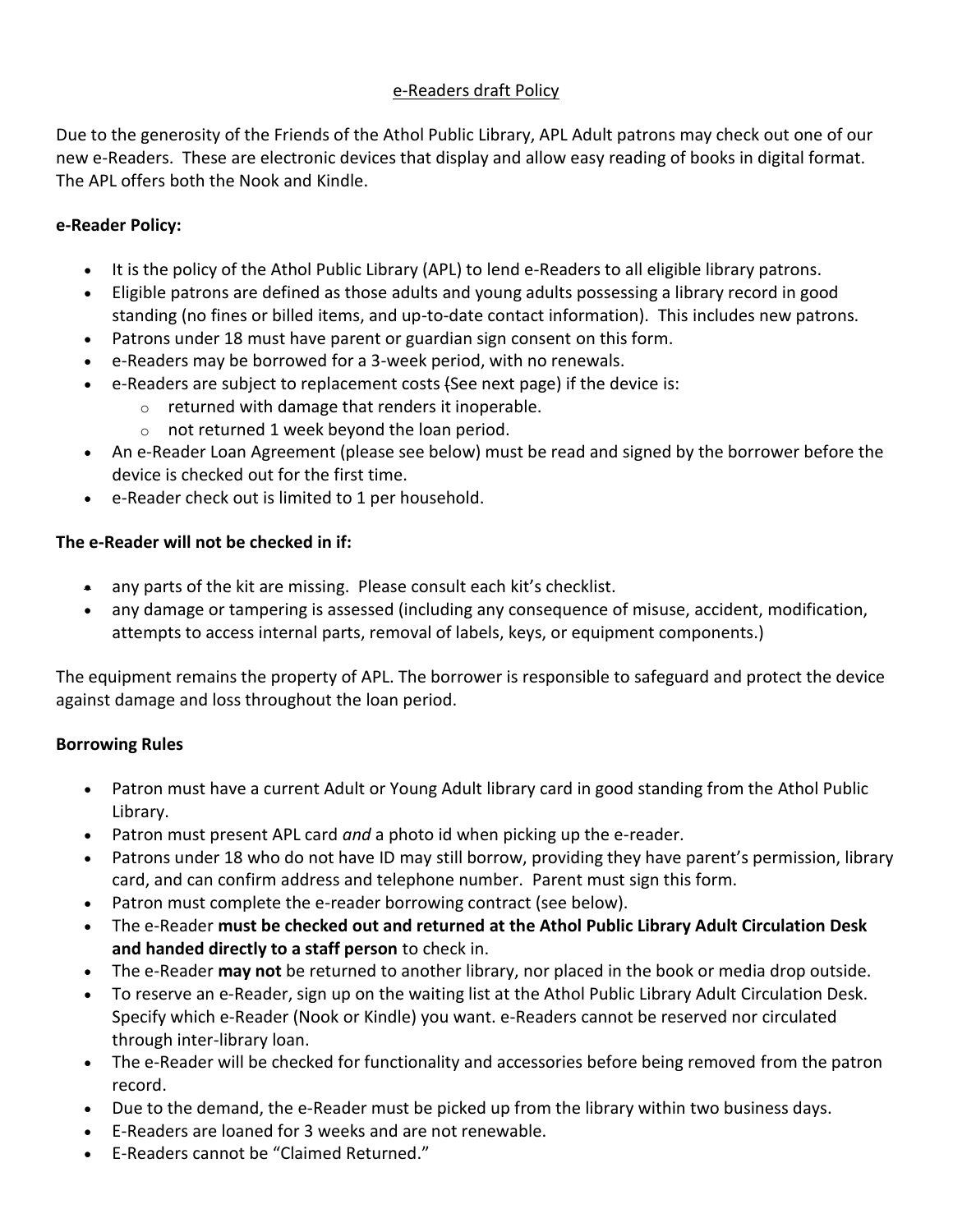<u>e-Readers draft Policy</u>

Due to the generosity of the Friends of the Athol Public Library, APL Adult patrons may check out one of our new e-Readers. These are electronic devices that display and allow easy reading of books in digital format. The APL offers both the Nook and Kindle.

**e-Reader Policy:**

- It is the policy of the Athol Public Library (APL) to lend e-Readers to all eligible library patrons.
- Eligible patrons are defined as those adults and young adults possessing a library record in good standing (no fines or billed items, and up-to-date contact information). This includes new patrons.
- Patrons under 18 must have parent or guardian sign consent on this form.
- e-Readers may be borrowed for a 3-week period, with no renewals.
- e-Readers are subject to replacement costs (See next page) if the device is:
  - returned with damage that renders it inoperable.
  - not returned 1 week beyond the loan period.
- An e-Reader Loan Agreement (please see below) must be read and signed by the borrower before the device is checked out for the first time.
- e-Reader check out is limited to 1 per household.

**The e-Reader will not be checked in if:**

- any parts of the kit are missing. Please consult each kit's checklist.
- any damage or tampering is assessed (including any consequence of misuse, accident, modification, attempts to access internal parts, removal of labels, keys, or equipment components.)

The equipment remains the property of APL. The borrower is responsible to safeguard and protect the device against damage and loss throughout the loan period.

**Borrowing Rules**

- Patron must have a current Adult or Young Adult library card in good standing from the Athol Public Library.
- Patron must present APL card *and* a photo id when picking up the e-reader.
- Patrons under 18 who do not have ID may still borrow, providing they have parent's permission, library card, and can confirm address and telephone number. Parent must sign this form.
- Patron must complete the e-reader borrowing contract (see below).
- The e-Reader **must be checked out and returned at the Athol Public Library Adult Circulation Desk and handed directly to a staff person** to check in.
- The e-Reader **may not** be returned to another library, nor placed in the book or media drop outside.
- To reserve an e-Reader, sign up on the waiting list at the Athol Public Library Adult Circulation Desk. Specify which e-Reader (Nook or Kindle) you want. e-Readers cannot be reserved nor circulated through inter-library loan.
- The e-Reader will be checked for functionality and accessories before being removed from the patron record.
- Due to the demand, the e-Reader must be picked up from the library within two business days.
- E-Readers are loaned for 3 weeks and are not renewable.
- E-Readers cannot be "Claimed Returned."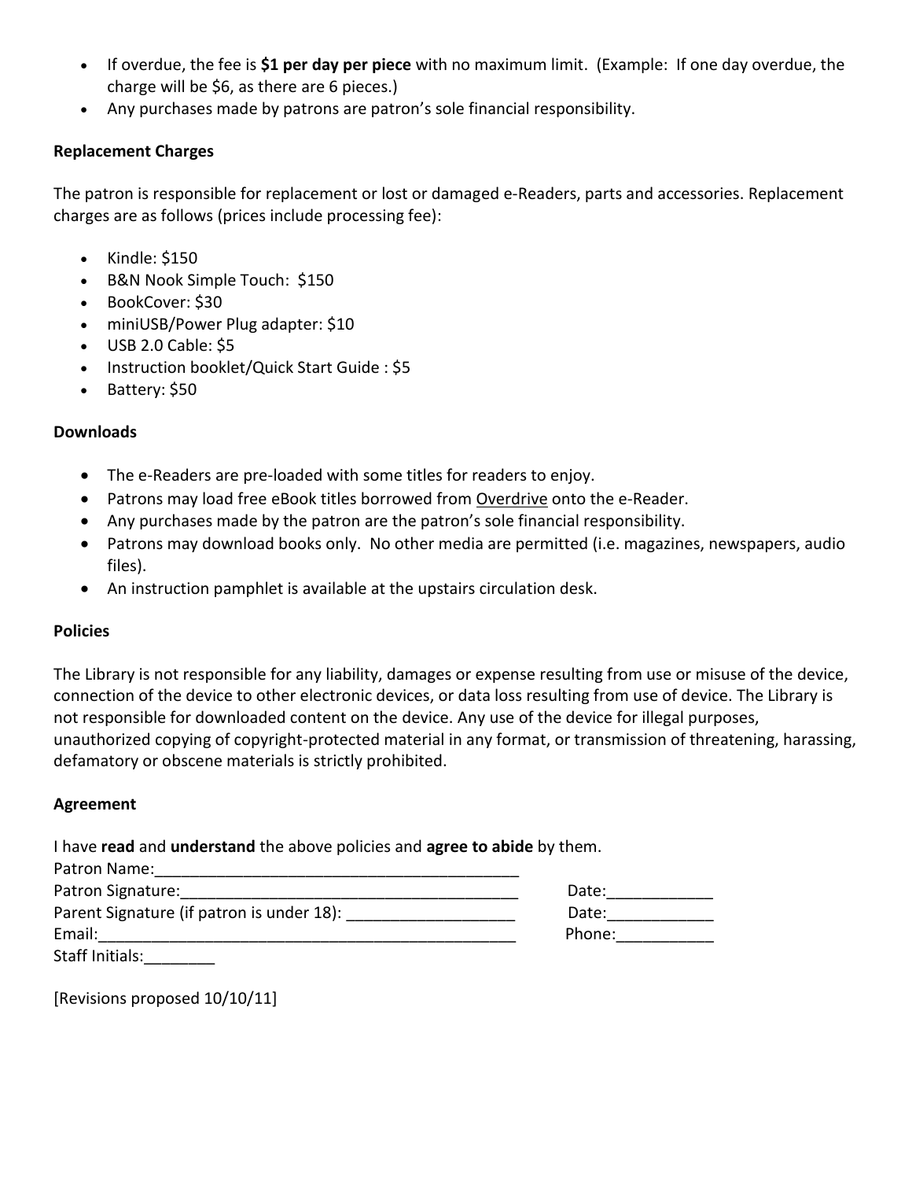- If overdue, the fee is **$1 per day per piece** with no maximum limit. (Example: If one day overdue, the charge will be $6, as there are 6 pieces.)
- Any purchases made by patrons are patron's sole financial responsibility.

**Replacement Charges**

The patron is responsible for replacement or lost or damaged e-Readers, parts and accessories. Replacement charges are as follows (prices include processing fee):

- Kindle: $150
- B&N Nook Simple Touch: $150
- BookCover: $30
- miniUSB/Power Plug adapter: $10
- USB 2.0 Cable: $5
- Instruction booklet/Quick Start Guide : $5
- Battery: $50

**Downloads**

- The e-Readers are pre-loaded with some titles for readers to enjoy.
- Patrons may load free eBook titles borrowed from Overdrive onto the e-Reader.
- Any purchases made by the patron are the patron's sole financial responsibility.
- Patrons may download books only. No other media are permitted (i.e. magazines, newspapers, audio files).
- An instruction pamphlet is available at the upstairs circulation desk.

**Policies**

The Library is not responsible for any liability, damages or expense resulting from use or misuse of the device, connection of the device to other electronic devices, or data loss resulting from use of device. The Library is not responsible for downloaded content on the device. Any use of the device for illegal purposes, unauthorized copying of copyright-protected material in any format, or transmission of threatening, harassing, defamatory or obscene materials is strictly prohibited.

**Agreement**

I have **read** and **understand** the above policies and **agree to abide** by them.

Patron Name:_________________________________________

Patron Signature:______________________________________ Date:____________

Parent Signature (if patron is under 18): ___________________ Date:____________

Email:_________________________________________________ Phone:___________

Staff Initials:________

[Revisions proposed 10/10/11]